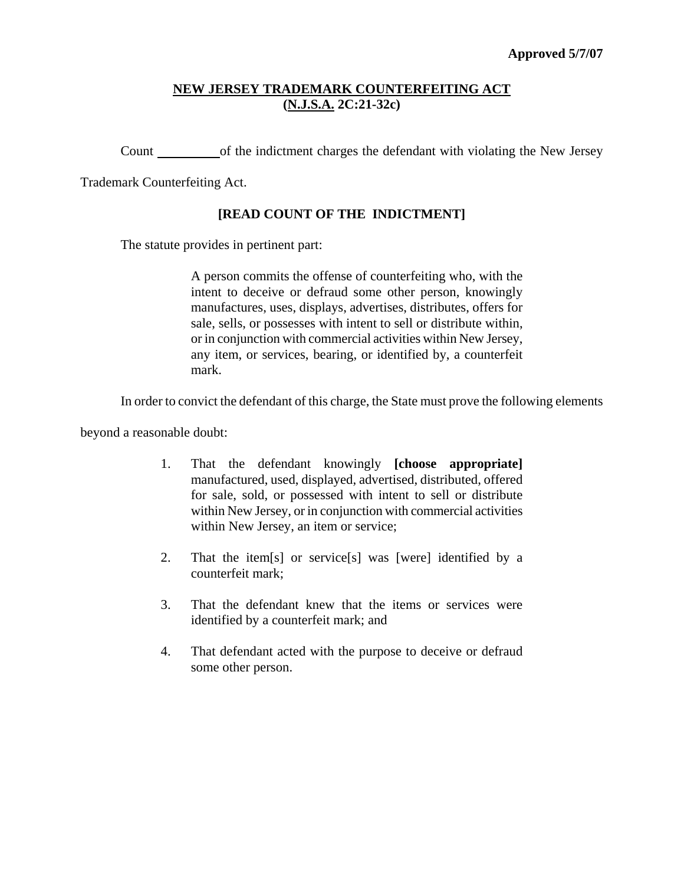**Approved 5/7/07**

## NEW JERSEY TRADEMARK COUNTERFEITING ACT
## (N.J.S.A. 2C:21-32c)

Count \_\_\_\_\_\_\_\_\_ of the indictment charges the defendant with violating the New Jersey Trademark Counterfeiting Act.

**[READ COUNT OF THE INDICTMENT]**

The statute provides in pertinent part:

> A person commits the offense of counterfeiting who, with the intent to deceive or defraud some other person, knowingly manufactures, uses, displays, advertises, distributes, offers for sale, sells, or possesses with intent to sell or distribute within, or in conjunction with commercial activities within New Jersey, any item, or services, bearing, or identified by, a counterfeit mark.

In order to convict the defendant of this charge, the State must prove the following elements beyond a reasonable doubt:

1. That the defendant knowingly **[choose appropriate]** manufactured, used, displayed, advertised, distributed, offered for sale, sold, or possessed with intent to sell or distribute within New Jersey, or in conjunction with commercial activities within New Jersey, an item or service;

2. That the item[s] or service[s] was [were] identified by a counterfeit mark;

3. That the defendant knew that the items or services were identified by a counterfeit mark; and

4. That defendant acted with the purpose to deceive or defraud some other person.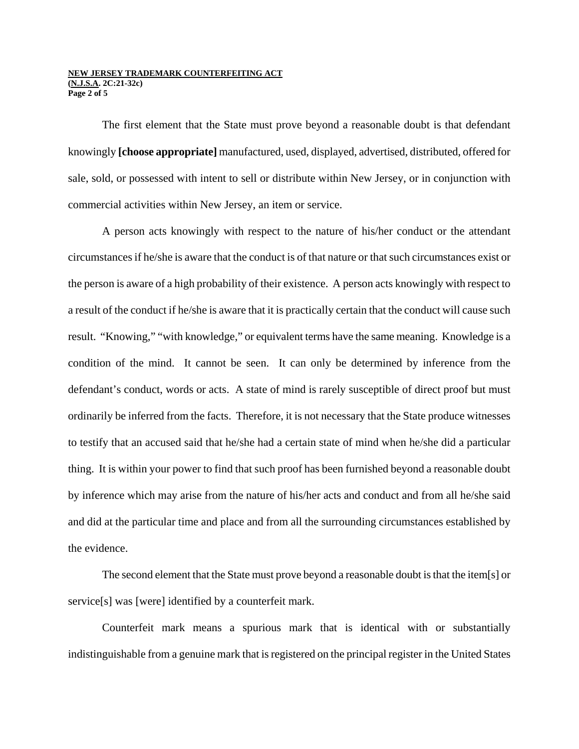The first element that the State must prove beyond a reasonable doubt is that defendant knowingly **[choose appropriate]** manufactured, used, displayed, advertised, distributed, offered for sale, sold, or possessed with intent to sell or distribute within New Jersey, or in conjunction with commercial activities within New Jersey, an item or service.

A person acts knowingly with respect to the nature of his/her conduct or the attendant circumstances if he/she is aware that the conduct is of that nature or that such circumstances exist or the person is aware of a high probability of their existence. A person acts knowingly with respect to a result of the conduct if he/she is aware that it is practically certain that the conduct will cause such result. "Knowing," "with knowledge," or equivalent terms have the same meaning. Knowledge is a condition of the mind. It cannot be seen. It can only be determined by inference from the defendant's conduct, words or acts. A state of mind is rarely susceptible of direct proof but must ordinarily be inferred from the facts. Therefore, it is not necessary that the State produce witnesses to testify that an accused said that he/she had a certain state of mind when he/she did a particular thing. It is within your power to find that such proof has been furnished beyond a reasonable doubt by inference which may arise from the nature of his/her acts and conduct and from all he/she said and did at the particular time and place and from all the surrounding circumstances established by the evidence.

The second element that the State must prove beyond a reasonable doubt is that the item[s] or service[s] was [were] identified by a counterfeit mark.

Counterfeit mark means a spurious mark that is identical with or substantially indistinguishable from a genuine mark that is registered on the principal register in the United States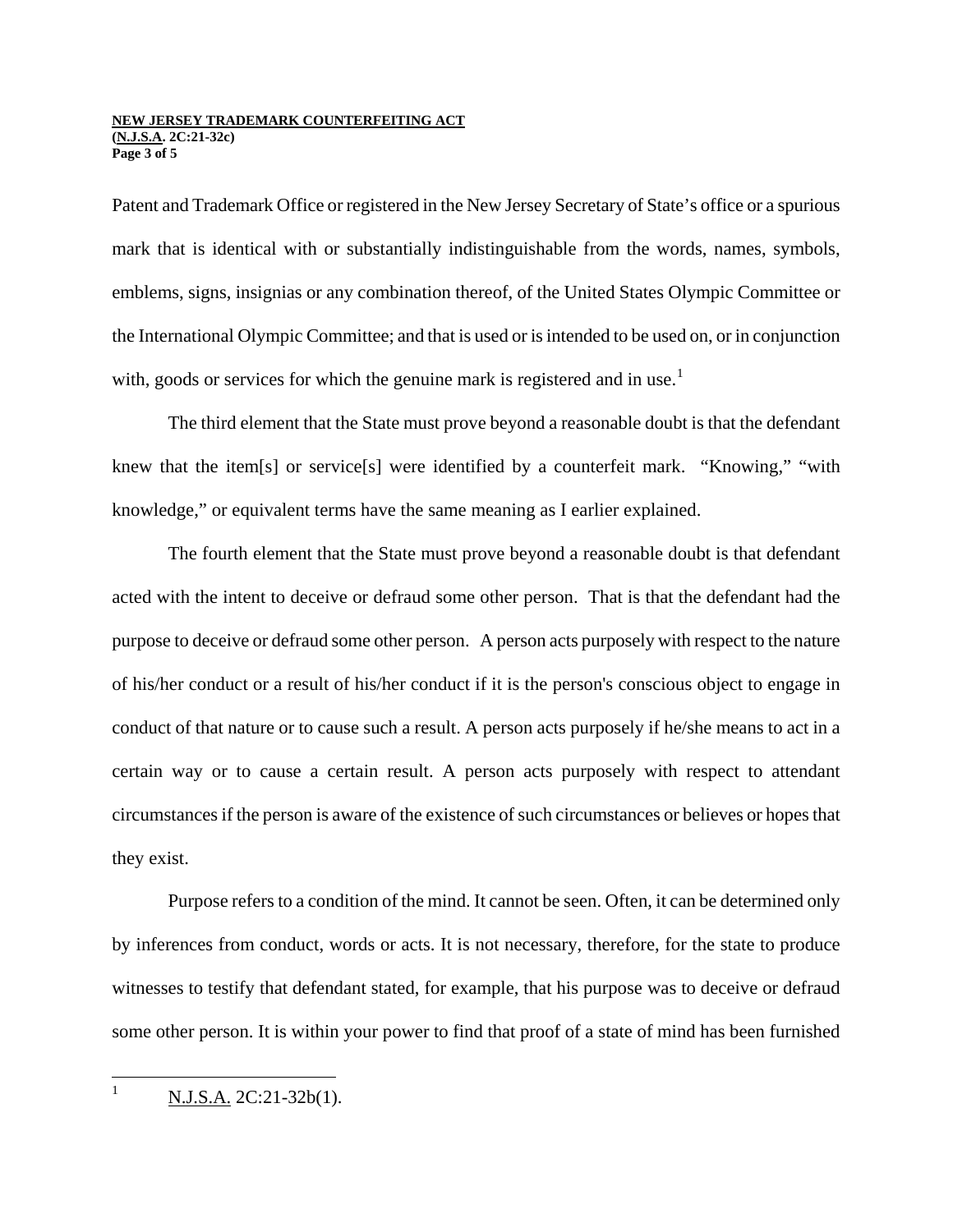Patent and Trademark Office or registered in the New Jersey Secretary of State's office or a spurious mark that is identical with or substantially indistinguishable from the words, names, symbols, emblems, signs, insignias or any combination thereof, of the United States Olympic Committee or the International Olympic Committee; and that is used or is intended to be used on, or in conjunction with, goods or services for which the genuine mark is registered and in use.[1]

The third element that the State must prove beyond a reasonable doubt is that the defendant knew that the item[s] or service[s] were identified by a counterfeit mark. "Knowing," "with knowledge," or equivalent terms have the same meaning as I earlier explained.

The fourth element that the State must prove beyond a reasonable doubt is that defendant acted with the intent to deceive or defraud some other person. That is that the defendant had the purpose to deceive or defraud some other person. A person acts purposely with respect to the nature of his/her conduct or a result of his/her conduct if it is the person's conscious object to engage in conduct of that nature or to cause such a result. A person acts purposely if he/she means to act in a certain way or to cause a certain result. A person acts purposely with respect to attendant circumstances if the person is aware of the existence of such circumstances or believes or hopes that they exist.

Purpose refers to a condition of the mind. It cannot be seen. Often, it can be determined only by inferences from conduct, words or acts. It is not necessary, therefore, for the state to produce witnesses to testify that defendant stated, for example, that his purpose was to deceive or defraud some other person. It is within your power to find that proof of a state of mind has been furnished

---

[1] N.J.S.A. 2C:21-32b(1).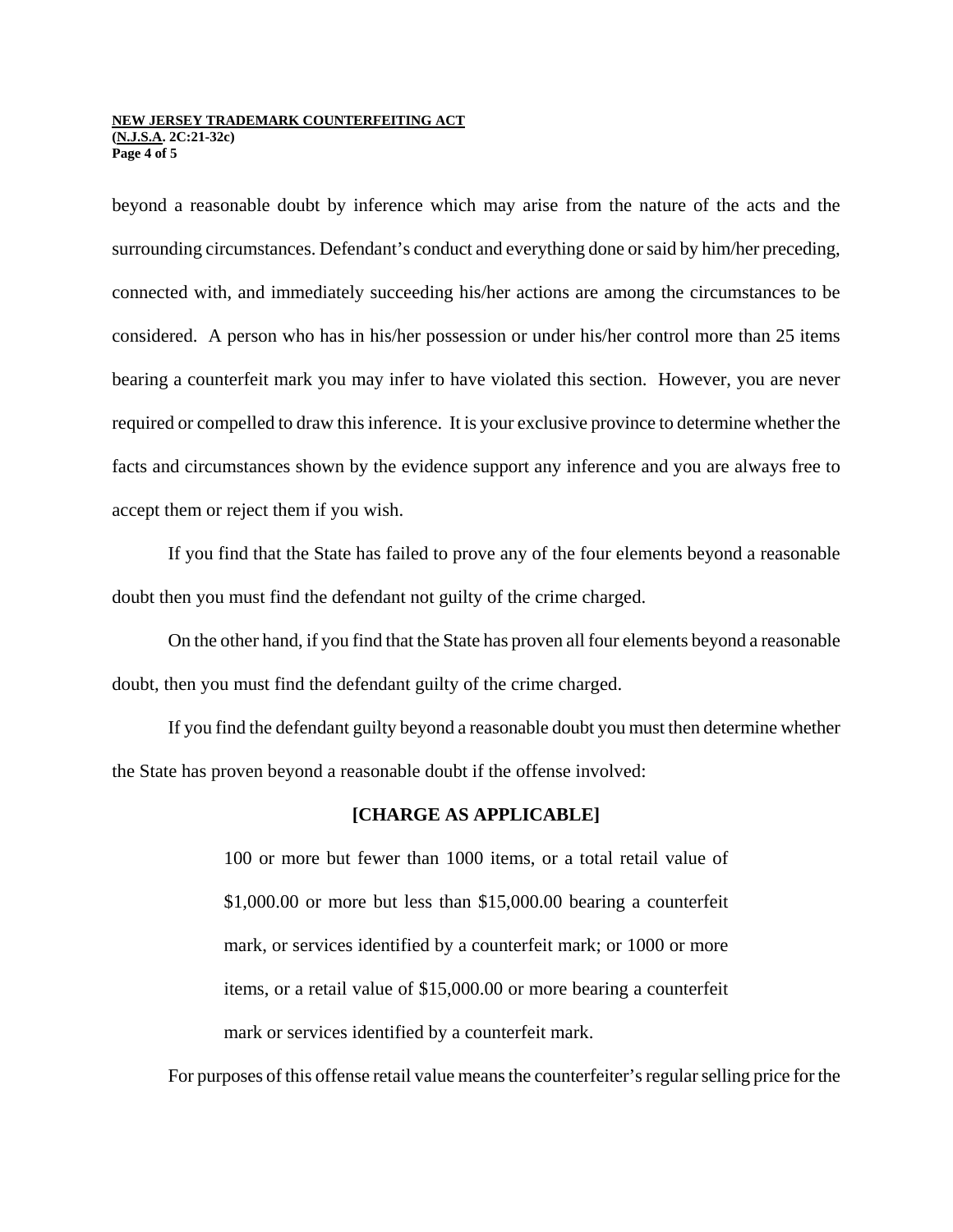beyond a reasonable doubt by inference which may arise from the nature of the acts and the surrounding circumstances. Defendant's conduct and everything done or said by him/her preceding, connected with, and immediately succeeding his/her actions are among the circumstances to be considered. A person who has in his/her possession or under his/her control more than 25 items bearing a counterfeit mark you may infer to have violated this section. However, you are never required or compelled to draw this inference. It is your exclusive province to determine whether the facts and circumstances shown by the evidence support any inference and you are always free to accept them or reject them if you wish.

If you find that the State has failed to prove any of the four elements beyond a reasonable doubt then you must find the defendant not guilty of the crime charged.

On the other hand, if you find that the State has proven all four elements beyond a reasonable doubt, then you must find the defendant guilty of the crime charged.

If you find the defendant guilty beyond a reasonable doubt you must then determine whether the State has proven beyond a reasonable doubt if the offense involved:

**[CHARGE AS APPLICABLE]**

> 100 or more but fewer than 1000 items, or a total retail value of \$1,000.00 or more but less than \$15,000.00 bearing a counterfeit mark, or services identified by a counterfeit mark; or 1000 or more items, or a retail value of \$15,000.00 or more bearing a counterfeit mark or services identified by a counterfeit mark.

For purposes of this offense retail value means the counterfeiter's regular selling price for the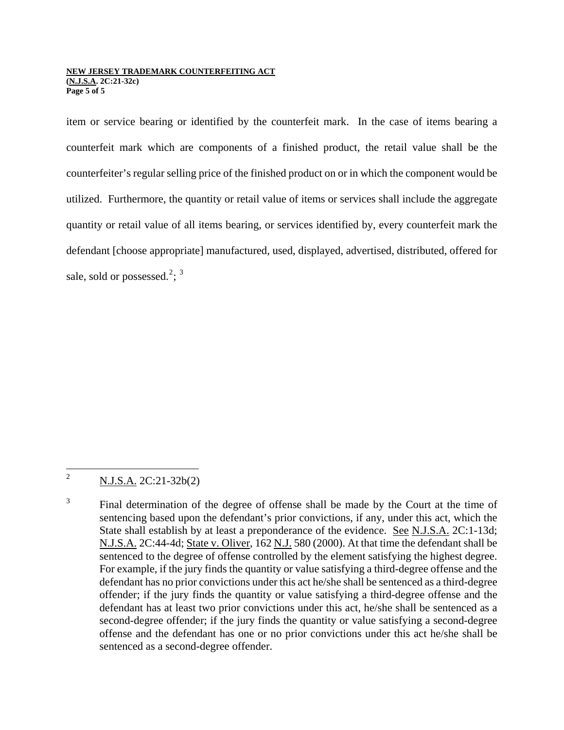item or service bearing or identified by the counterfeit mark. In the case of items bearing a counterfeit mark which are components of a finished product, the retail value shall be the counterfeiter's regular selling price of the finished product on or in which the component would be utilized. Furthermore, the quantity or retail value of items or services shall include the aggregate quantity or retail value of all items bearing, or services identified by, every counterfeit mark the defendant [choose appropriate] manufactured, used, displayed, advertised, distributed, offered for sale, sold or possessed.[2]; [3]

---

[2] N.J.S.A. 2C:21-32b(2)

[3] Final determination of the degree of offense shall be made by the Court at the time of sentencing based upon the defendant's prior convictions, if any, under this act, which the State shall establish by at least a preponderance of the evidence. See N.J.S.A. 2C:1-13d; N.J.S.A. 2C:44-4d; State v. Oliver, 162 N.J. 580 (2000). At that time the defendant shall be sentenced to the degree of offense controlled by the element satisfying the highest degree. For example, if the jury finds the quantity or value satisfying a third-degree offense and the defendant has no prior convictions under this act he/she shall be sentenced as a third-degree offender; if the jury finds the quantity or value satisfying a third-degree offense and the defendant has at least two prior convictions under this act, he/she shall be sentenced as a second-degree offender; if the jury finds the quantity or value satisfying a second-degree offense and the defendant has one or no prior convictions under this act he/she shall be sentenced as a second-degree offender.